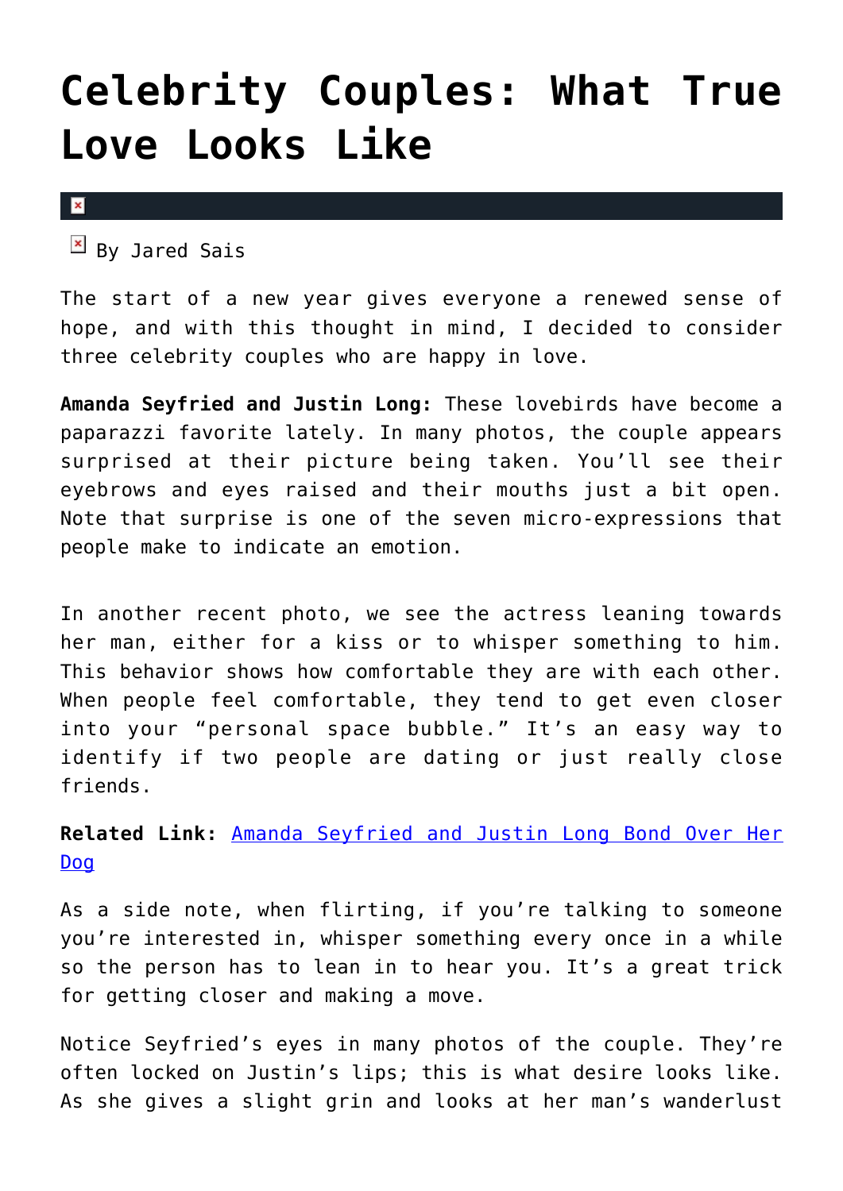# Celebrity Couples: What True Love Looks Like

By Jared Sais

The start of a new year gives everyone a renewed sense of hope, and with this thought in mind, I decided to consider three celebrity couples who are happy in love.

**Amanda Seyfried and Justin Long:** These lovebirds have become a paparazzi favorite lately. In many photos, the couple appears surprised at their picture being taken. You'll see their eyebrows and eyes raised and their mouths just a bit open. Note that surprise is one of the seven micro-expressions that people make to indicate an emotion.

In another recent photo, we see the actress leaning towards her man, either for a kiss or to whisper something to him. This behavior shows how comfortable they are with each other. When people feel comfortable, they tend to get even closer into your "personal space bubble." It's an easy way to identify if two people are dating or just really close friends.

**Related Link:** [Amanda Seyfried and Justin Long Bond Over Her Dog]

As a side note, when flirting, if you're talking to someone you're interested in, whisper something every once in a while so the person has to lean in to hear you. It's a great trick for getting closer and making a move.

Notice Seyfried's eyes in many photos of the couple. They're often locked on Justin's lips; this is what desire looks like. As she gives a slight grin and looks at her man's wanderlust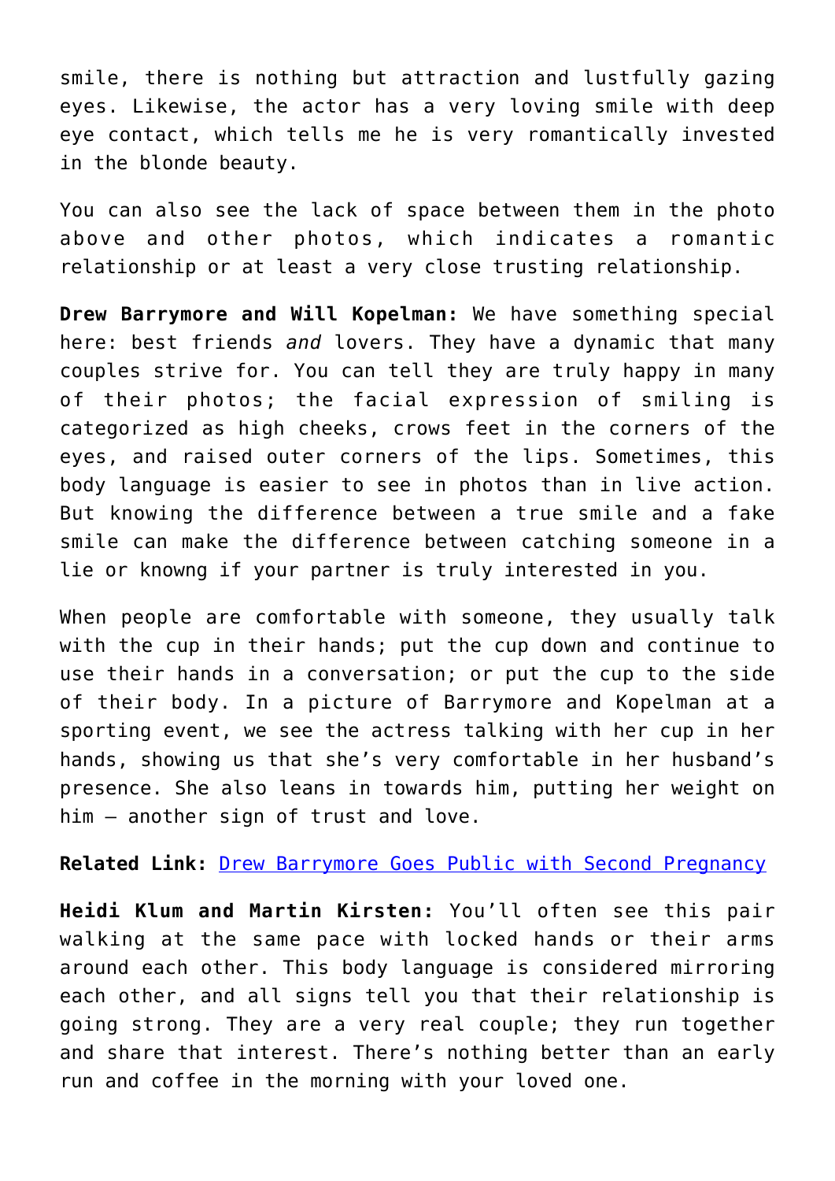smile, there is nothing but attraction and lustfully gazing eyes. Likewise, the actor has a very loving smile with deep eye contact, which tells me he is very romantically invested in the blonde beauty.

You can also see the lack of space between them in the photo above and other photos, which indicates a romantic relationship or at least a very close trusting relationship.

**Drew Barrymore and Will Kopelman:** We have something special here: best friends *and* lovers. They have a dynamic that many couples strive for. You can tell they are truly happy in many of their photos; the facial expression of smiling is categorized as high cheeks, crows feet in the corners of the eyes, and raised outer corners of the lips. Sometimes, this body language is easier to see in photos than in live action. But knowing the difference between a true smile and a fake smile can make the difference between catching someone in a lie or knowng if your partner is truly interested in you.

When people are comfortable with someone, they usually talk with the cup in their hands; put the cup down and continue to use their hands in a conversation; or put the cup to the side of their body. In a picture of Barrymore and Kopelman at a sporting event, we see the actress talking with her cup in her hands, showing us that she's very comfortable in her husband's presence. She also leans in towards him, putting her weight on him — another sign of trust and love.

**Related Link:** Drew Barrymore Goes Public with Second Pregnancy

**Heidi Klum and Martin Kirsten:** You'll often see this pair walking at the same pace with locked hands or their arms around each other. This body language is considered mirroring each other, and all signs tell you that their relationship is going strong. They are a very real couple; they run together and share that interest. There's nothing better than an early run and coffee in the morning with your loved one.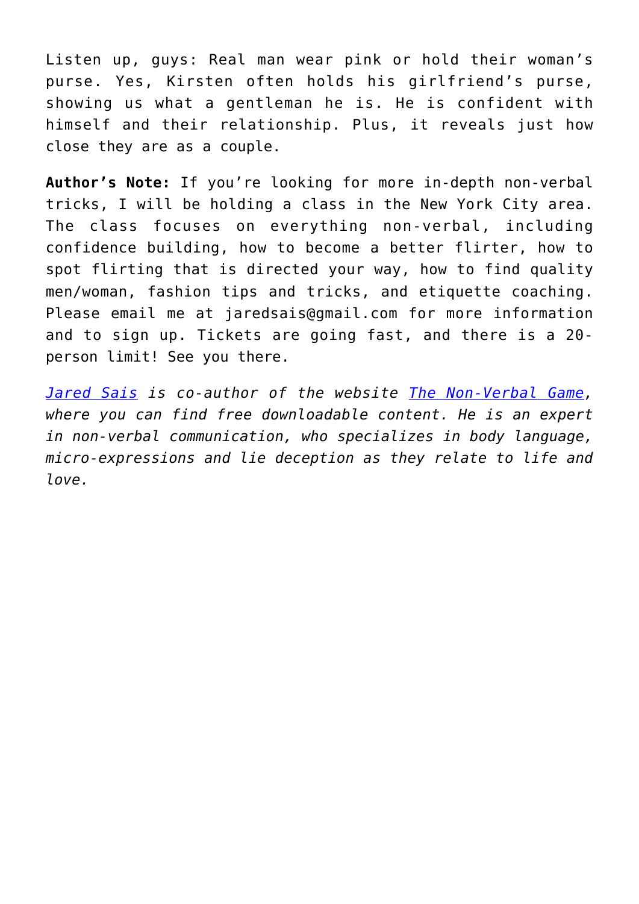Listen up, guys: Real man wear pink or hold their woman's purse. Yes, Kirsten often holds his girlfriend's purse, showing us what a gentleman he is. He is confident with himself and their relationship. Plus, it reveals just how close they are as a couple.

**Author's Note:** If you're looking for more in-depth non-verbal tricks, I will be holding a class in the New York City area. The class focuses on everything non-verbal, including confidence building, how to become a better flirter, how to spot flirting that is directed your way, how to find quality men/woman, fashion tips and tricks, and etiquette coaching. Please email me at jaredsais@gmail.com for more information and to sign up. Tickets are going fast, and there is a 20-person limit! See you there.

*Jared Sais is co-author of the website The Non-Verbal Game, where you can find free downloadable content. He is an expert in non-verbal communication, who specializes in body language, micro-expressions and lie deception as they relate to life and love.*